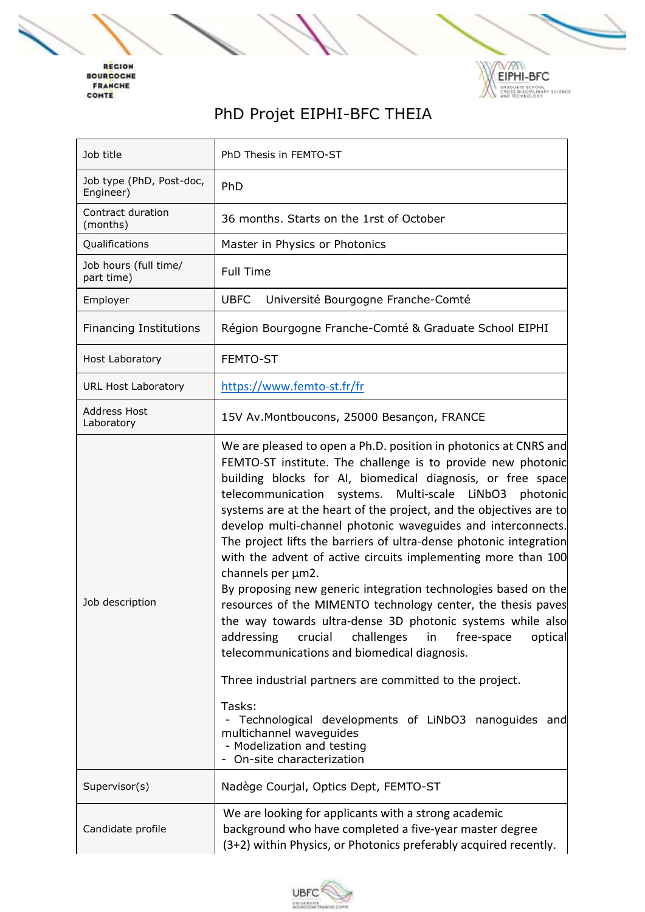REGION BOURGOGNE FRANCHE COMTE

EIPHI-BFC GRADUATE SCHOOL CROSS DISCIPLINARY SCIENCE AND TECHNOLOGY

# PhD Projet EIPHI-BFC THEIA

| | |
|---|---|
| Job title | PhD Thesis in FEMTO-ST |
| Job type (PhD, Post-doc, Engineer) | PhD |
| Contract duration (months) | 36 months. Starts on the 1rst of October |
| Qualifications | Master in Physics or Photonics |
| Job hours (full time/ part time) | Full Time |
| Employer | UBFC Université Bourgogne Franche-Comté |
| Financing Institutions | Région Bourgogne Franche-Comté & Graduate School EIPHI |
| Host Laboratory | FEMTO-ST |
| URL Host Laboratory | https://www.femto-st.fr/fr |
| Address Host Laboratory | 15V Av.Montboucons, 25000 Besançon, FRANCE |
| Job description | We are pleased to open a Ph.D. position in photonics at CNRS and FEMTO-ST institute. The challenge is to provide new photonic building blocks for AI, biomedical diagnosis, or free space telecommunication systems. Multi-scale $LiNbO_3$ photonic systems are at the heart of the project, and the objectives are to develop multi-channel photonic waveguides and interconnects. The project lifts the barriers of ultra-dense photonic integration with the advent of active circuits implementing more than 100 channels per $\mu m^2$.<br>By proposing new generic integration technologies based on the resources of the MIMENTO technology center, the thesis paves the way towards ultra-dense 3D photonic systems while also addressing crucial challenges in free-space optical telecommunications and biomedical diagnosis.<br><br>Three industrial partners are committed to the project.<br><br>Tasks:<br>- Technological developments of $LiNbO_3$ nanoguides and multichannel waveguides<br>- Modelization and testing<br>- On-site characterization |
| Supervisor(s) | Nadège Courjal, Optics Dept, FEMTO-ST |
| Candidate profile | We are looking for applicants with a strong academic background who have completed a five-year master degree (3+2) within Physics, or Photonics preferably acquired recently. |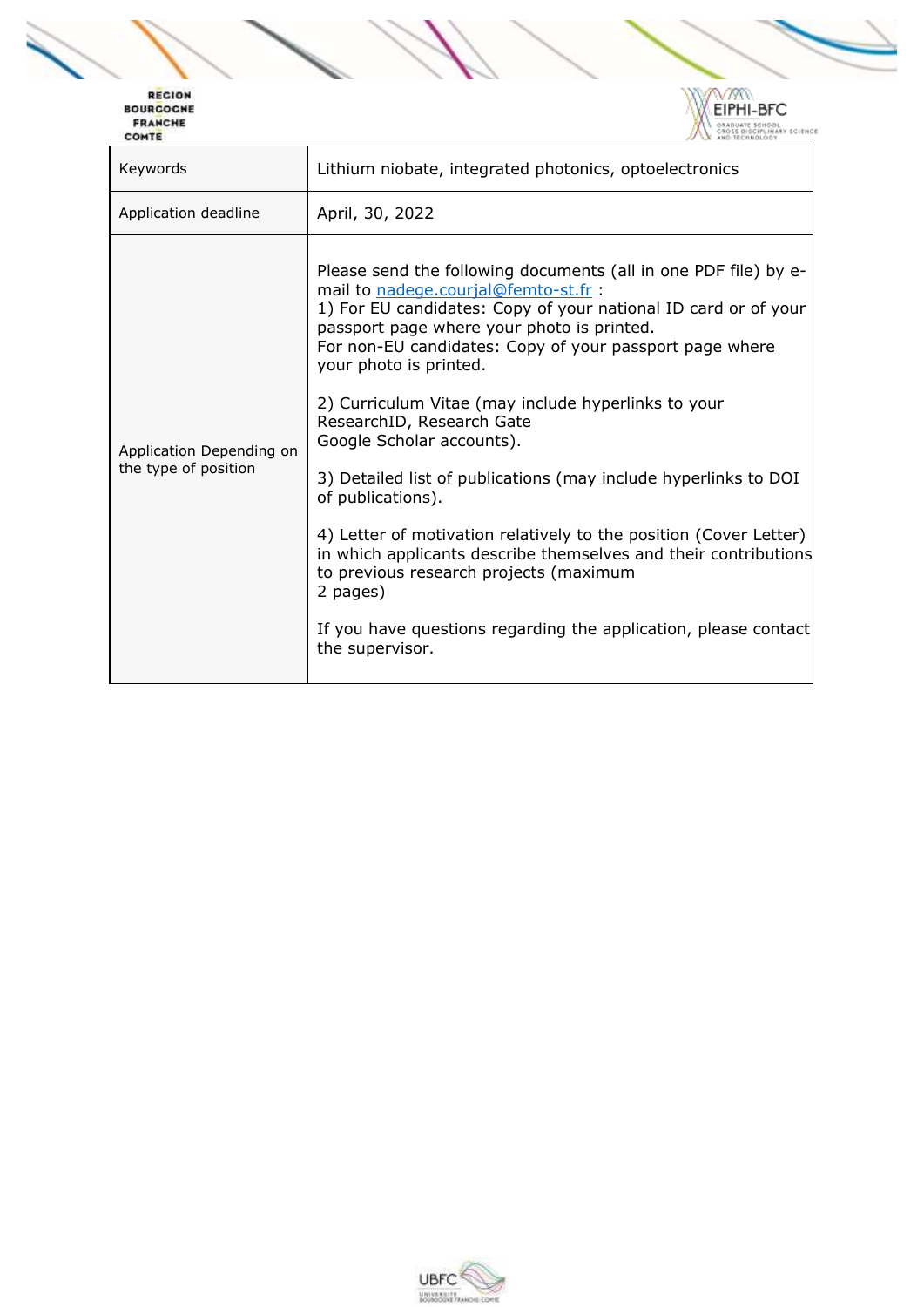| | |
|---|---|
| Keywords | Lithium niobate, integrated photonics, optoelectronics |
| Application deadline | April, 30, 2022 |
| Application Depending on the type of position | Please send the following documents (all in one PDF file) by e-mail to nadege.courjal@femto-st.fr :<br>1) For EU candidates: Copy of your national ID card or of your passport page where your photo is printed.<br>For non-EU candidates: Copy of your passport page where your photo is printed.<br><br>2) Curriculum Vitae (may include hyperlinks to your ResearchID, Research Gate Google Scholar accounts).<br><br>3) Detailed list of publications (may include hyperlinks to DOI of publications).<br><br>4) Letter of motivation relatively to the position (Cover Letter) in which applicants describe themselves and their contributions to previous research projects (maximum 2 pages)<br><br>If you have questions regarding the application, please contact the supervisor. |